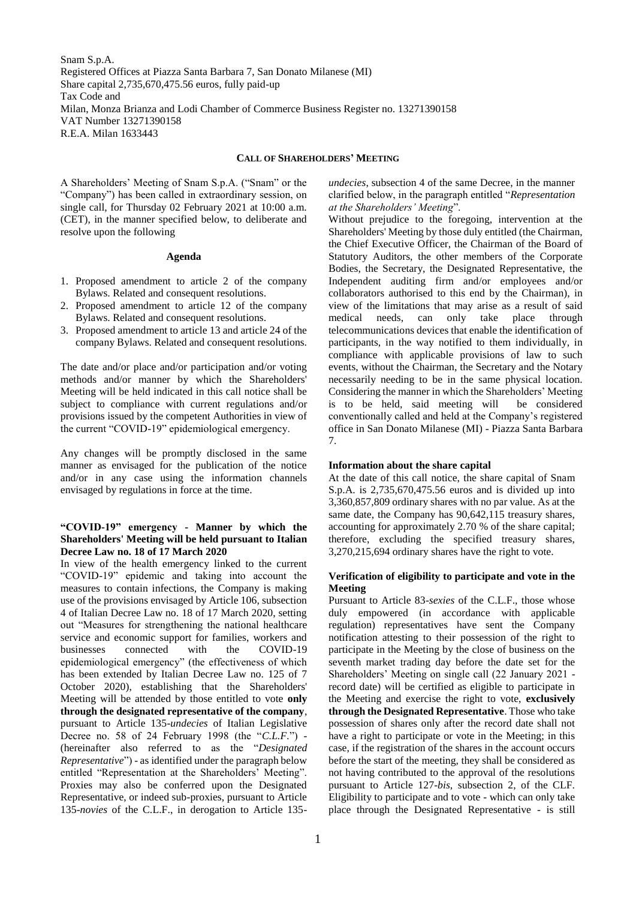Snam S.p.A.
Registered Offices at Piazza Santa Barbara 7, San Donato Milanese (MI)
Share capital 2,735,670,475.56 euros, fully paid-up
Tax Code and
Milan, Monza Brianza and Lodi Chamber of Commerce Business Register no. 13271390158
VAT Number 13271390158
R.E.A. Milan 1633443

## CALL OF SHAREHOLDERS' MEETING

A Shareholders' Meeting of Snam S.p.A. ("Snam" or the "Company") has been called in extraordinary session, on single call, for Thursday 02 February 2021 at 10:00 a.m. (CET), in the manner specified below, to deliberate and resolve upon the following

### Agenda

1. Proposed amendment to article 2 of the company Bylaws. Related and consequent resolutions.
2. Proposed amendment to article 12 of the company Bylaws. Related and consequent resolutions.
3. Proposed amendment to article 13 and article 24 of the company Bylaws. Related and consequent resolutions.

The date and/or place and/or participation and/or voting methods and/or manner by which the Shareholders' Meeting will be held indicated in this call notice shall be subject to compliance with current regulations and/or provisions issued by the competent Authorities in view of the current "COVID-19" epidemiological emergency.

Any changes will be promptly disclosed in the same manner as envisaged for the publication of the notice and/or in any case using the information channels envisaged by regulations in force at the time.

### "COVID-19" emergency - Manner by which the Shareholders' Meeting will be held pursuant to Italian Decree Law no. 18 of 17 March 2020

In view of the health emergency linked to the current "COVID-19" epidemic and taking into account the measures to contain infections, the Company is making use of the provisions envisaged by Article 106, subsection 4 of Italian Decree Law no. 18 of 17 March 2020, setting out "Measures for strengthening the national healthcare service and economic support for families, workers and businesses connected with the COVID-19 epidemiological emergency" (the effectiveness of which has been extended by Italian Decree Law no. 125 of 7 October 2020), establishing that the Shareholders' Meeting will be attended by those entitled to vote **only through the designated representative of the company**, pursuant to Article 135-*undecies* of Italian Legislative Decree no. 58 of 24 February 1998 (the "*C.L.F.*") - (hereinafter also referred to as the "*Designated Representative*") - as identified under the paragraph below entitled "Representation at the Shareholders' Meeting". Proxies may also be conferred upon the Designated Representative, or indeed sub-proxies, pursuant to Article 135-*novies* of the C.L.F., in derogation to Article 135-*undecies*, subsection 4 of the same Decree, in the manner clarified below, in the paragraph entitled "*Representation at the Shareholders' Meeting*".

Without prejudice to the foregoing, intervention at the Shareholders' Meeting by those duly entitled (the Chairman, the Chief Executive Officer, the Chairman of the Board of Statutory Auditors, the other members of the Corporate Bodies, the Secretary, the Designated Representative, the Independent auditing firm and/or employees and/or collaborators authorised to this end by the Chairman), in view of the limitations that may arise as a result of said medical needs, can only take place through telecommunications devices that enable the identification of participants, in the way notified to them individually, in compliance with applicable provisions of law to such events, without the Chairman, the Secretary and the Notary necessarily needing to be in the same physical location. Considering the manner in which the Shareholders' Meeting is to be held, said meeting will be considered conventionally called and held at the Company's registered office in San Donato Milanese (MI) - Piazza Santa Barbara 7.

### Information about the share capital

At the date of this call notice, the share capital of Snam S.p.A. is 2,735,670,475.56 euros and is divided up into 3,360,857,809 ordinary shares with no par value. As at the same date, the Company has 90,642,115 treasury shares, accounting for approximately 2.70 % of the share capital; therefore, excluding the specified treasury shares, 3,270,215,694 ordinary shares have the right to vote.

### Verification of eligibility to participate and vote in the Meeting

Pursuant to Article 83-*sexies* of the C.L.F., those whose duly empowered (in accordance with applicable regulation) representatives have sent the Company notification attesting to their possession of the right to participate in the Meeting by the close of business on the seventh market trading day before the date set for the Shareholders' Meeting on single call (22 January 2021 - record date) will be certified as eligible to participate in the Meeting and exercise the right to vote, **exclusively through the Designated Representative**. Those who take possession of shares only after the record date shall not have a right to participate or vote in the Meeting; in this case, if the registration of the shares in the account occurs before the start of the meeting, they shall be considered as not having contributed to the approval of the resolutions pursuant to Article 127-*bis*, subsection 2, of the CLF. Eligibility to participate and to vote - which can only take place through the Designated Representative - is still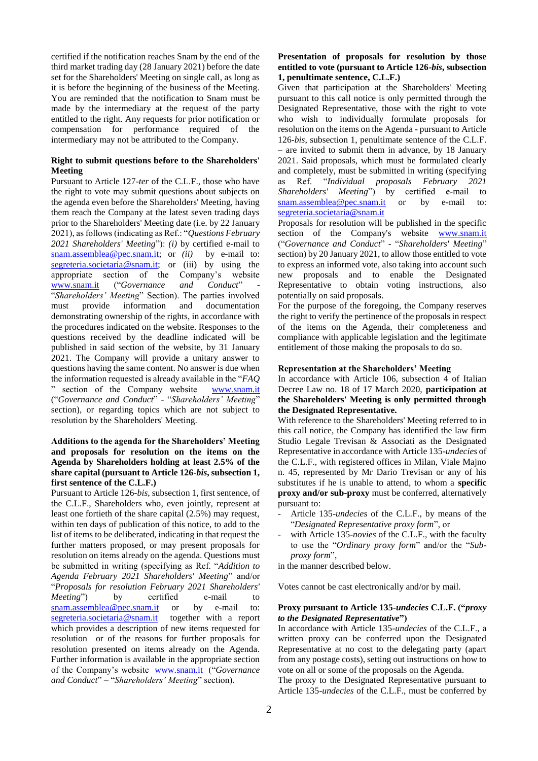certified if the notification reaches Snam by the end of the third market trading day (28 January 2021) before the date set for the Shareholders' Meeting on single call, as long as it is before the beginning of the business of the Meeting. You are reminded that the notification to Snam must be made by the intermediary at the request of the party entitled to the right. Any requests for prior notification or compensation for performance required of the intermediary may not be attributed to the Company.

**Right to submit questions before to the Shareholders' Meeting**

Pursuant to Article 127-*ter* of the C.L.F., those who have the right to vote may submit questions about subjects on the agenda even before the Shareholders' Meeting, having them reach the Company at the latest seven trading days prior to the Shareholders' Meeting date (i.e. by 22 January 2021), as follows (indicating as Ref.: "*Questions February 2021 Shareholders' Meeting*"): *(i)* by certified e-mail to snam.assemblea@pec.snam.it; or *(ii)* by e-mail to: segreteria.societaria@snam.it; or (iii) by using the appropriate section of the Company's website www.snam.it ("*Governance and Conduct*" - "*Shareholders' Meeting*" Section). The parties involved must provide information and documentation demonstrating ownership of the rights, in accordance with the procedures indicated on the website. Responses to the questions received by the deadline indicated will be published in said section of the website, by 31 January 2021. The Company will provide a unitary answer to questions having the same content. No answer is due when the information requested is already available in the "*FAQ* " section of the Company website www.snam.it ("*Governance and Conduct*" - "*Shareholders' Meeting*" section), or regarding topics which are not subject to resolution by the Shareholders' Meeting.

**Additions to the agenda for the Shareholders' Meeting and proposals for resolution on the items on the Agenda by Shareholders holding at least 2.5% of the share capital (pursuant to Article 126-*bis*, subsection 1, first sentence of the C.L.F.)**

Pursuant to Article 126-*bis*, subsection 1, first sentence, of the C.L.F., Shareholders who, even jointly, represent at least one fortieth of the share capital (2.5%) may request, within ten days of publication of this notice, to add to the list of items to be deliberated, indicating in that request the further matters proposed, or may present proposals for resolution on items already on the agenda. Questions must be submitted in writing (specifying as Ref. "*Addition to Agenda February 2021 Shareholders' Meeting*" and/or "*Proposals for resolution February 2021 Shareholders' Meeting*") by certified e-mail to snam.assemblea@pec.snam.it or by e-mail to: segreteria.societaria@snam.it together with a report which provides a description of new items requested for resolution or of the reasons for further proposals for resolution presented on items already on the Agenda. Further information is available in the appropriate section of the Company's website www.snam.it ("*Governance and Conduct*" – "*Shareholders' Meeting*" section).

**Presentation of proposals for resolution by those entitled to vote (pursuant to Article 126-*bis*, subsection 1, penultimate sentence, C.L.F.)**

Given that participation at the Shareholders' Meeting pursuant to this call notice is only permitted through the Designated Representative, those with the right to vote who wish to individually formulate proposals for resolution on the items on the Agenda - pursuant to Article 126-*bis*, subsection 1, penultimate sentence of the C.L.F. – are invited to submit them in advance, by 18 January 2021. Said proposals, which must be formulated clearly and completely, must be submitted in writing (specifying as Ref. "*Individual proposals February 2021 Shareholders' Meeting*") by certified e-mail to snam.assemblea@pec.snam.it or by e-mail to: segreteria.societaria@snam.it

Proposals for resolution will be published in the specific section of the Company's website www.snam.it ("*Governance and Conduct*" - "*Shareholders' Meeting*" section) by 20 January 2021, to allow those entitled to vote to express an informed vote, also taking into account such new proposals and to enable the Designated Representative to obtain voting instructions, also potentially on said proposals.

For the purpose of the foregoing, the Company reserves the right to verify the pertinence of the proposals in respect of the items on the Agenda, their completeness and compliance with applicable legislation and the legitimate entitlement of those making the proposals to do so.

**Representation at the Shareholders' Meeting**

In accordance with Article 106, subsection 4 of Italian Decree Law no. 18 of 17 March 2020, **participation at the Shareholders' Meeting is only permitted through the Designated Representative.**

With reference to the Shareholders' Meeting referred to in this call notice, the Company has identified the law firm Studio Legale Trevisan & Associati as the Designated Representative in accordance with Article 135-*undecies* of the C.L.F., with registered offices in Milan, Viale Majno n. 45, represented by Mr Dario Trevisan or any of his substitutes if he is unable to attend, to whom a **specific proxy and/or sub-proxy** must be conferred, alternatively pursuant to:

- Article 135-*undecies* of the C.L.F., by means of the "*Designated Representative proxy form*", or
- with Article 135-*novies* of the C.L.F., with the faculty to use the "*Ordinary proxy form*" and/or the "*Sub-proxy form*",

in the manner described below.

Votes cannot be cast electronically and/or by mail.

**Proxy pursuant to Article 135-*undecies* C.L.F. ("*proxy to the Designated Representative*")**

In accordance with Article 135-*undecies* of the C.L.F., a written proxy can be conferred upon the Designated Representative at no cost to the delegating party (apart from any postage costs), setting out instructions on how to vote on all or some of the proposals on the Agenda.

The proxy to the Designated Representative pursuant to Article 135-*undecies* of the C.L.F., must be conferred by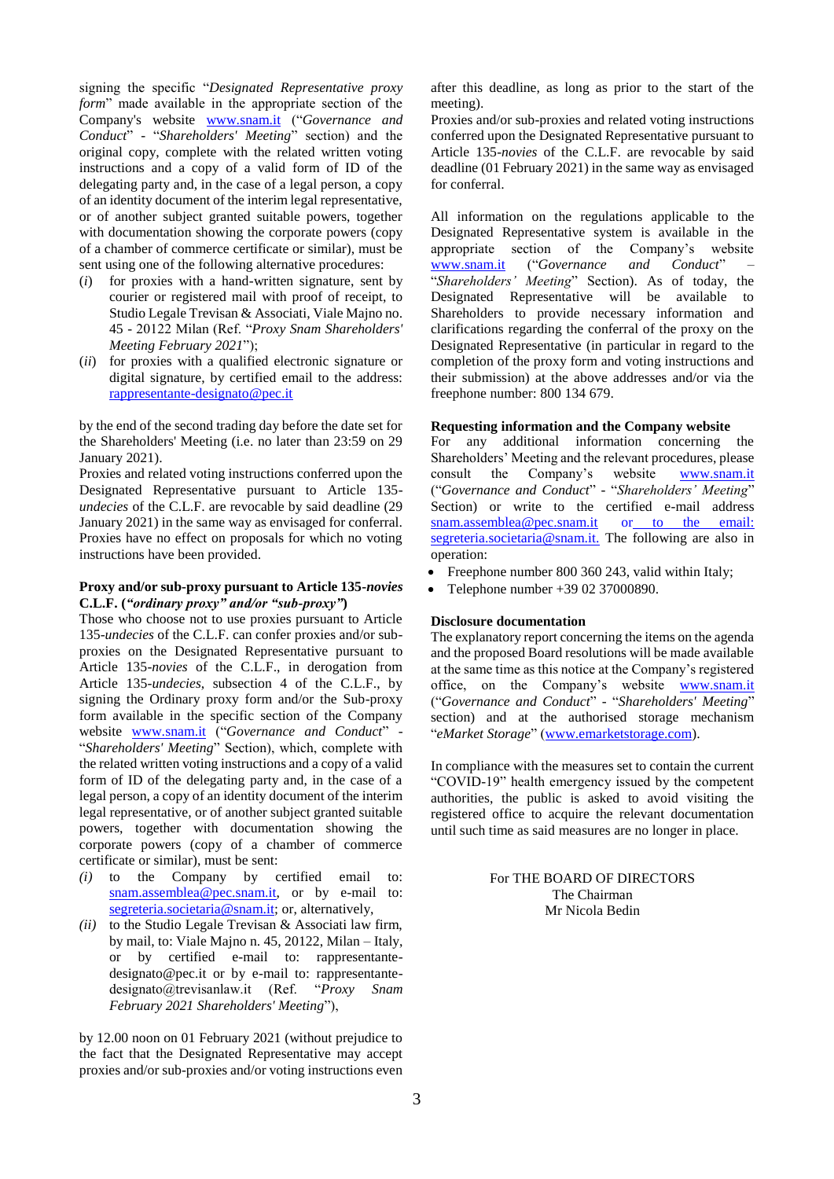signing the specific "*Designated Representative proxy form*" made available in the appropriate section of the Company's website www.snam.it ("*Governance and Conduct*" - "*Shareholders' Meeting*" section) and the original copy, complete with the related written voting instructions and a copy of a valid form of ID of the delegating party and, in the case of a legal person, a copy of an identity document of the interim legal representative, or of another subject granted suitable powers, together with documentation showing the corporate powers (copy of a chamber of commerce certificate or similar), must be sent using one of the following alternative procedures:

(*i*) for proxies with a hand-written signature, sent by courier or registered mail with proof of receipt, to Studio Legale Trevisan & Associati, Viale Majno no. 45 - 20122 Milan (Ref. "*Proxy Snam Shareholders' Meeting February 2021*");

(*ii*) for proxies with a qualified electronic signature or digital signature, by certified email to the address: rappresentante-designato@pec.it

by the end of the second trading day before the date set for the Shareholders' Meeting (i.e. no later than 23:59 on 29 January 2021).

Proxies and related voting instructions conferred upon the Designated Representative pursuant to Article 135-*undecies* of the C.L.F. are revocable by said deadline (29 January 2021) in the same way as envisaged for conferral. Proxies have no effect on proposals for which no voting instructions have been provided.

**Proxy and/or sub-proxy pursuant to Article 135-*novies* C.L.F. (*"ordinary proxy" and/or "sub-proxy"*)**

Those who choose not to use proxies pursuant to Article 135-*undecies* of the C.L.F. can confer proxies and/or sub-proxies on the Designated Representative pursuant to Article 135-*novies* of the C.L.F., in derogation from Article 135-*undecies*, subsection 4 of the C.L.F., by signing the Ordinary proxy form and/or the Sub-proxy form available in the specific section of the Company website www.snam.it ("*Governance and Conduct*" - "*Shareholders' Meeting*" Section), which, complete with the related written voting instructions and a copy of a valid form of ID of the delegating party and, in the case of a legal person, a copy of an identity document of the interim legal representative, or of another subject granted suitable powers, together with documentation showing the corporate powers (copy of a chamber of commerce certificate or similar), must be sent:

*(i)* to the Company by certified email to: snam.assemblea@pec.snam.it, or by e-mail to: segreteria.societaria@snam.it; or, alternatively,

*(ii)* to the Studio Legale Trevisan & Associati law firm, by mail, to: Viale Majno n. 45, 20122, Milan – Italy, or by certified e-mail to: rappresentante-designato@pec.it or by e-mail to: rappresentante-designato@trevisanlaw.it (Ref. "*Proxy Snam February 2021 Shareholders' Meeting*"),

by 12.00 noon on 01 February 2021 (without prejudice to the fact that the Designated Representative may accept proxies and/or sub-proxies and/or voting instructions even after this deadline, as long as prior to the start of the meeting).

Proxies and/or sub-proxies and related voting instructions conferred upon the Designated Representative pursuant to Article 135-*novies* of the C.L.F. are revocable by said deadline (01 February 2021) in the same way as envisaged for conferral.

All information on the regulations applicable to the Designated Representative system is available in the appropriate section of the Company's website www.snam.it ("*Governance and Conduct*" – "*Shareholders' Meeting*" Section). As of today, the Designated Representative will be available to Shareholders to provide necessary information and clarifications regarding the conferral of the proxy on the Designated Representative (in particular in regard to the completion of the proxy form and voting instructions and their submission) at the above addresses and/or via the freephone number: 800 134 679.

**Requesting information and the Company website**

For any additional information concerning the Shareholders' Meeting and the relevant procedures, please consult the Company's website www.snam.it ("*Governance and Conduct*" - "*Shareholders' Meeting*" Section) or write to the certified e-mail address snam.assemblea@pec.snam.it or to the email: segreteria.societaria@snam.it. The following are also in operation:

- Freephone number 800 360 243, valid within Italy;
- Telephone number +39 02 37000890.

**Disclosure documentation**

The explanatory report concerning the items on the agenda and the proposed Board resolutions will be made available at the same time as this notice at the Company's registered office, on the Company's website www.snam.it ("*Governance and Conduct*" - "*Shareholders' Meeting*" section) and at the authorised storage mechanism "*eMarket Storage*" (www.emarketstorage.com).

In compliance with the measures set to contain the current "COVID-19" health emergency issued by the competent authorities, the public is asked to avoid visiting the registered office to acquire the relevant documentation until such time as said measures are no longer in place.

For THE BOARD OF DIRECTORS
The Chairman
Mr Nicola Bedin